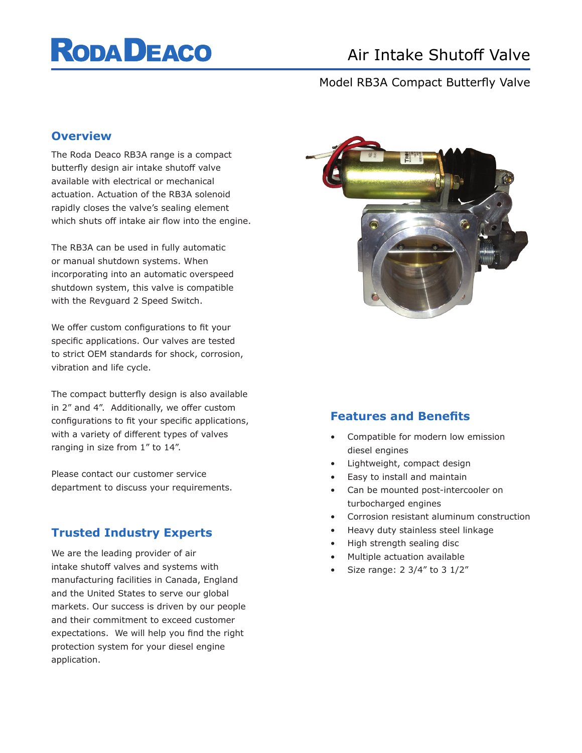# RODA DEACO

# Air Intake Shutoff Valve

## Model RB3A Compact Butterfly Valve

## Overview

The Roda Deaco RB3A range is a compact butterfly design air intake shutoff valve available with electrical or mechanical actuation. Actuation of the RB3A solenoid rapidly closes the valve's sealing element which shuts off intake air flow into the engine.

The RB3A can be used in fully automatic or manual shutdown systems. When incorporating into an automatic overspeed shutdown system, this valve is compatible with the Revguard 2 Speed Switch.

We offer custom configurations to fit your specific applications. Our valves are tested to strict OEM standards for shock, corrosion, vibration and life cycle.

The compact butterfly design is also available in 2" and 4". Additionally, we offer custom configurations to fit your specific applications, with a variety of different types of valves ranging in size from 1" to 14".

Please contact our customer service department to discuss your requirements.

## Trusted Industry Experts

We are the leading provider of air intake shutoff valves and systems with manufacturing facilities in Canada, England and the United States to serve our global markets. Our success is driven by our people and their commitment to exceed customer expectations. We will help you find the right protection system for your diesel engine application.

## Features and Benefits

- Compatible for modern low emission diesel engines
- Lightweight, compact design
- Easy to install and maintain
- Can be mounted post-intercooler on turbocharged engines
- Corrosion resistant aluminum construction
- Heavy duty stainless steel linkage
- High strength sealing disc
- Multiple actuation available
- Size range: 2 3/4" to 3 1/2"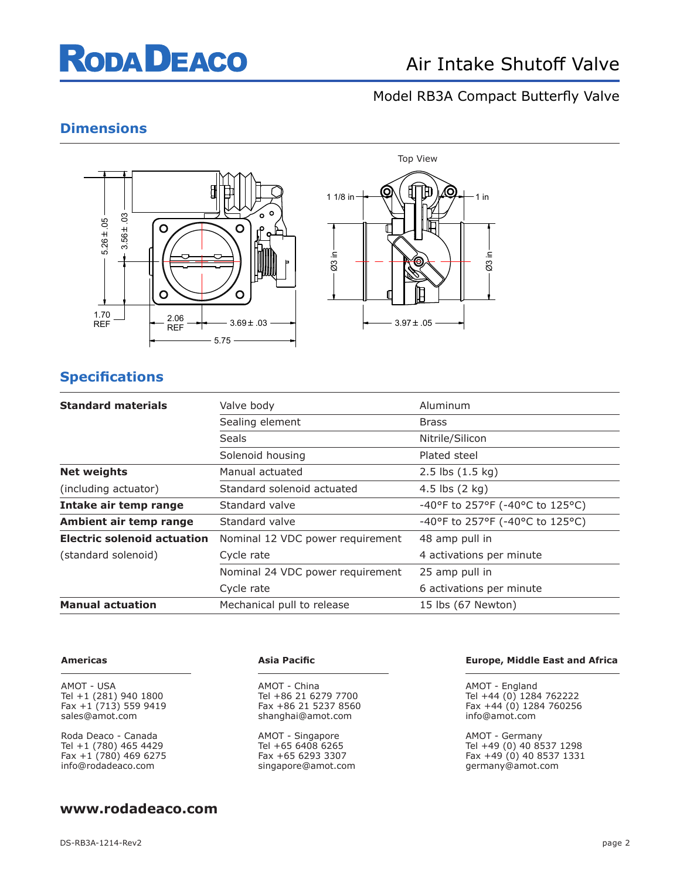# Air Intake Shutoff Valve

## Model RB3A Compact Butterfly Valve

## Dimensions

Top View

5.26 ± .05
3.56 ± .03
1.70
REF
2.06
REF
3.69 ± .03
5.75

1 1/8 in
1 in
Ø3 in
Ø3 in
3.97 ± .05

## Specifications

| | | |
|---|---|---|
| **Standard materials** | Valve body | Aluminum |
| | Sealing element | Brass |
| | Seals | Nitrile/Silicon |
| | Solenoid housing | Plated steel |
| **Net weights** | Manual actuated | 2.5 lbs (1.5 kg) |
| (including actuator) | Standard solenoid actuated | 4.5 lbs (2 kg) |
| **Intake air temp range** | Standard valve | -40°F to 257°F (-40°C to 125°C) |
| **Ambient air temp range** | Standard valve | -40°F to 257°F (-40°C to 125°C) |
| **Electric solenoid actuation** | Nominal 12 VDC power requirement | 48 amp pull in |
| (standard solenoid) | Cycle rate | 4 activations per minute |
| | Nominal 24 VDC power requirement | 25 amp pull in |
| | Cycle rate | 6 activations per minute |
| **Manual actuation** | Mechanical pull to release | 15 lbs (67 Newton) |

**Americas**

AMOT - USA
Tel +1 (281) 940 1800
Fax +1 (713) 559 9419
sales@amot.com

Roda Deaco - Canada
Tel +1 (780) 465 4429
Fax +1 (780) 469 6275
info@rodadeaco.com

**Asia Pacific**

AMOT - China
Tel +86 21 6279 7700
Fax +86 21 5237 8560
shanghai@amot.com

AMOT - Singapore
Tel +65 6408 6265
Fax +65 6293 3307
singapore@amot.com

**Europe, Middle East and Africa**

AMOT - England
Tel +44 (0) 1284 762222
Fax +44 (0) 1284 760256
info@amot.com

AMOT - Germany
Tel +49 (0) 40 8537 1298
Fax +49 (0) 40 8537 1331
germany@amot.com

**www.rodadeaco.com**

DS-RB3A-1214-Rev2